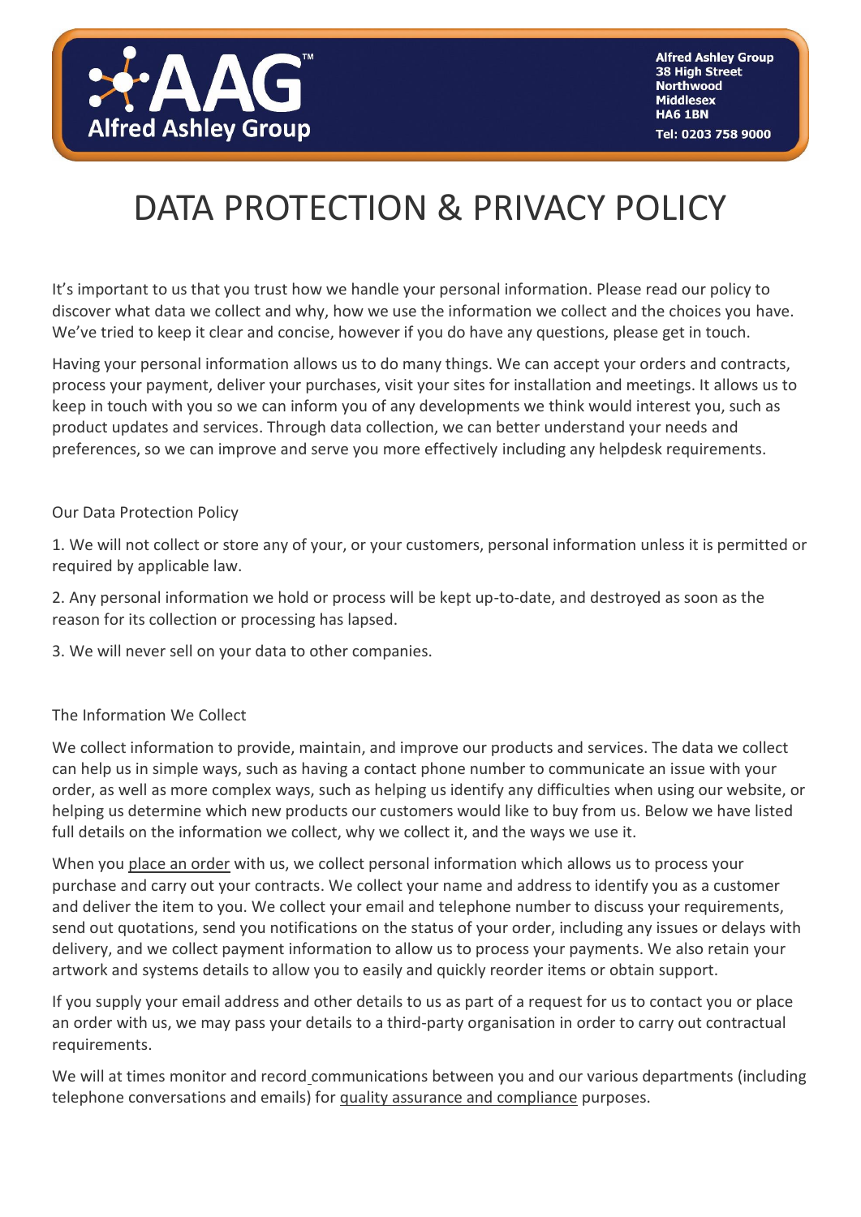**Alfred Ashley Group**
**38 High Street**
**Northwood**
**Middlesex**
**HA6 1BN**
**Tel: 0203 758 9000**

# DATA PROTECTION & PRIVACY POLICY

It's important to us that you trust how we handle your personal information. Please read our policy to discover what data we collect and why, how we use the information we collect and the choices you have. We've tried to keep it clear and concise, however if you do have any questions, please get in touch.

Having your personal information allows us to do many things. We can accept your orders and contracts, process your payment, deliver your purchases, visit your sites for installation and meetings. It allows us to keep in touch with you so we can inform you of any developments we think would interest you, such as product updates and services. Through data collection, we can better understand your needs and preferences, so we can improve and serve you more effectively including any helpdesk requirements.

## Our Data Protection Policy

1. We will not collect or store any of your, or your customers, personal information unless it is permitted or required by applicable law.
2. Any personal information we hold or process will be kept up-to-date, and destroyed as soon as the reason for its collection or processing has lapsed.
3. We will never sell on your data to other companies.

## The Information We Collect

We collect information to provide, maintain, and improve our products and services. The data we collect can help us in simple ways, such as having a contact phone number to communicate an issue with your order, as well as more complex ways, such as helping us identify any difficulties when using our website, or helping us determine which new products our customers would like to buy from us. Below we have listed full details on the information we collect, why we collect it, and the ways we use it.

When you place an order with us, we collect personal information which allows us to process your purchase and carry out your contracts. We collect your name and address to identify you as a customer and deliver the item to you. We collect your email and telephone number to discuss your requirements, send out quotations, send you notifications on the status of your order, including any issues or delays with delivery, and we collect payment information to allow us to process your payments. We also retain your artwork and systems details to allow you to easily and quickly reorder items or obtain support.

If you supply your email address and other details to us as part of a request for us to contact you or place an order with us, we may pass your details to a third-party organisation in order to carry out contractual requirements.

We will at times monitor and record communications between you and our various departments (including telephone conversations and emails) for quality assurance and compliance purposes.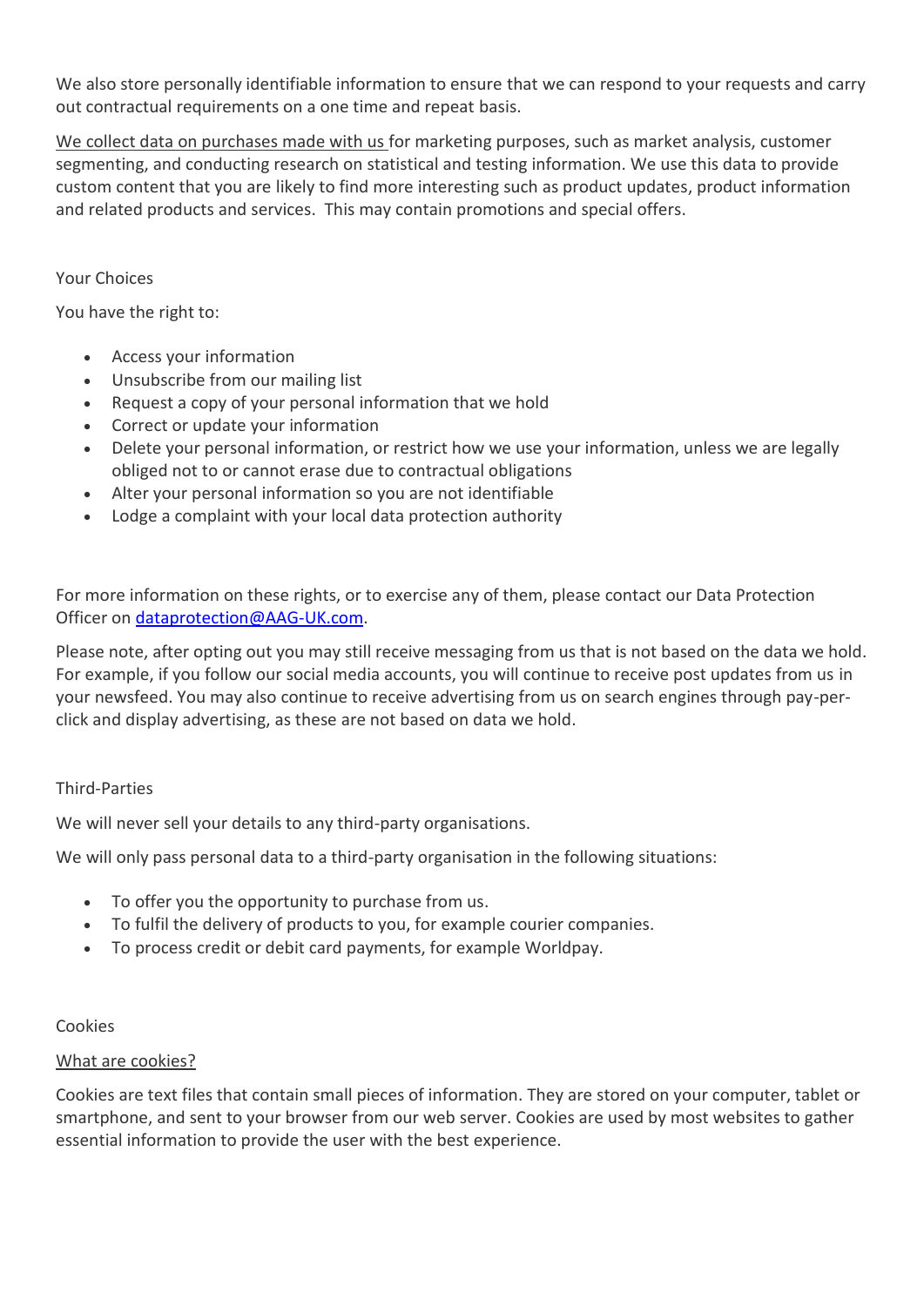We also store personally identifiable information to ensure that we can respond to your requests and carry out contractual requirements on a one time and repeat basis.

We collect data on purchases made with us for marketing purposes, such as market analysis, customer segmenting, and conducting research on statistical and testing information. We use this data to provide custom content that you are likely to find more interesting such as product updates, product information and related products and services. This may contain promotions and special offers.

## Your Choices

You have the right to:

- Access your information
- Unsubscribe from our mailing list
- Request a copy of your personal information that we hold
- Correct or update your information
- Delete your personal information, or restrict how we use your information, unless we are legally obliged not to or cannot erase due to contractual obligations
- Alter your personal information so you are not identifiable
- Lodge a complaint with your local data protection authority

For more information on these rights, or to exercise any of them, please contact our Data Protection Officer on dataprotection@AAG-UK.com.

Please note, after opting out you may still receive messaging from us that is not based on the data we hold. For example, if you follow our social media accounts, you will continue to receive post updates from us in your newsfeed. You may also continue to receive advertising from us on search engines through pay-per-click and display advertising, as these are not based on data we hold.

## Third-Parties

We will never sell your details to any third-party organisations.

We will only pass personal data to a third-party organisation in the following situations:

- To offer you the opportunity to purchase from us.
- To fulfil the delivery of products to you, for example courier companies.
- To process credit or debit card payments, for example Worldpay.

## Cookies

### What are cookies?

Cookies are text files that contain small pieces of information. They are stored on your computer, tablet or smartphone, and sent to your browser from our web server. Cookies are used by most websites to gather essential information to provide the user with the best experience.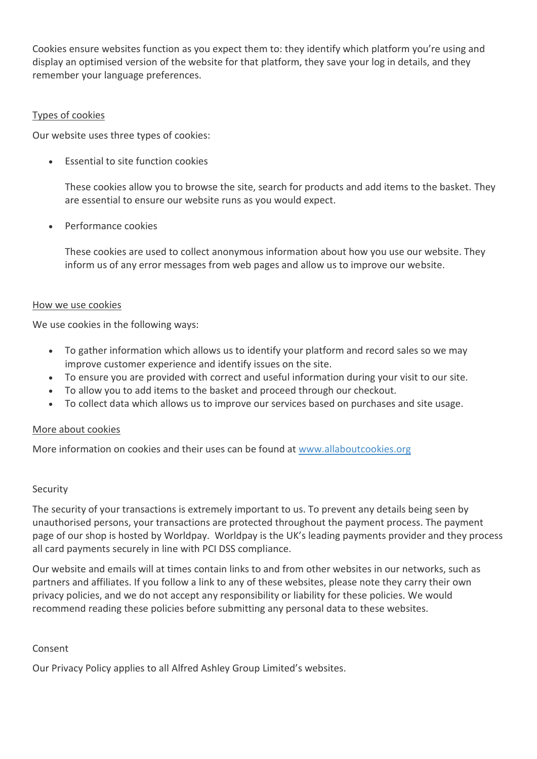Cookies ensure websites function as you expect them to: they identify which platform you're using and display an optimised version of the website for that platform, they save your log in details, and they remember your language preferences.

### Types of cookies

Our website uses three types of cookies:

- Essential to site function cookies

  These cookies allow you to browse the site, search for products and add items to the basket. They are essential to ensure our website runs as you would expect.

- Performance cookies

  These cookies are used to collect anonymous information about how you use our website. They inform us of any error messages from web pages and allow us to improve our website.

### How we use cookies

We use cookies in the following ways:

- To gather information which allows us to identify your platform and record sales so we may improve customer experience and identify issues on the site.
- To ensure you are provided with correct and useful information during your visit to our site.
- To allow you to add items to the basket and proceed through our checkout.
- To collect data which allows us to improve our services based on purchases and site usage.

### More about cookies

More information on cookies and their uses can be found at [www.allaboutcookies.org](http://www.allaboutcookies.org)

## Security

The security of your transactions is extremely important to us. To prevent any details being seen by unauthorised persons, your transactions are protected throughout the payment process. The payment page of our shop is hosted by Worldpay. Worldpay is the UK's leading payments provider and they process all card payments securely in line with PCI DSS compliance.

Our website and emails will at times contain links to and from other websites in our networks, such as partners and affiliates. If you follow a link to any of these websites, please note they carry their own privacy policies, and we do not accept any responsibility or liability for these policies. We would recommend reading these policies before submitting any personal data to these websites.

## Consent

Our Privacy Policy applies to all Alfred Ashley Group Limited's websites.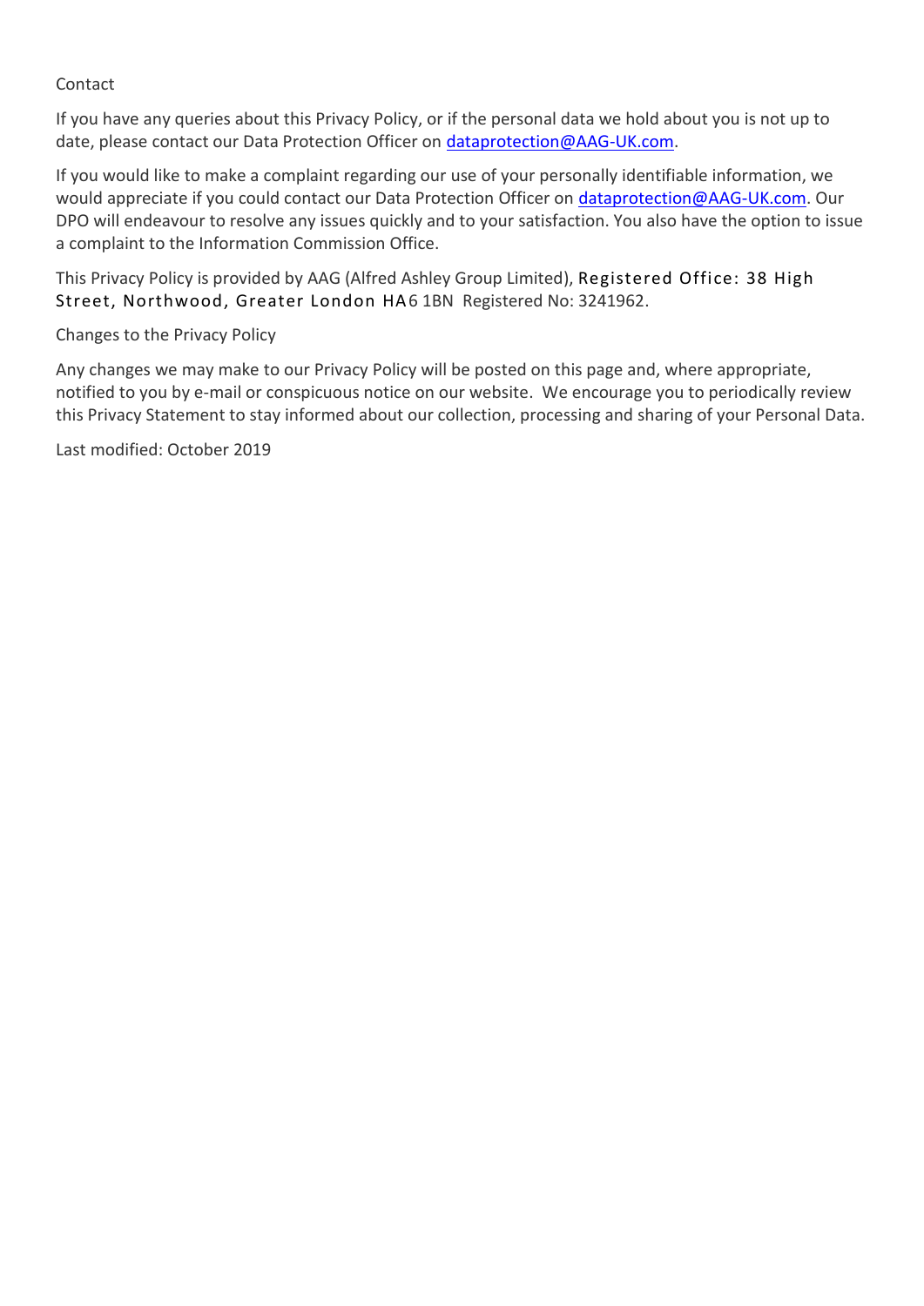## Contact

If you have any queries about this Privacy Policy, or if the personal data we hold about you is not up to date, please contact our Data Protection Officer on dataprotection@AAG-UK.com.

If you would like to make a complaint regarding our use of your personally identifiable information, we would appreciate if you could contact our Data Protection Officer on dataprotection@AAG-UK.com. Our DPO will endeavour to resolve any issues quickly and to your satisfaction. You also have the option to issue a complaint to the Information Commission Office.

This Privacy Policy is provided by AAG (Alfred Ashley Group Limited), Registered Office: 38 High Street, Northwood, Greater London HA6 1BN Registered No: 3241962.

## Changes to the Privacy Policy

Any changes we may make to our Privacy Policy will be posted on this page and, where appropriate, notified to you by e-mail or conspicuous notice on our website. We encourage you to periodically review this Privacy Statement to stay informed about our collection, processing and sharing of your Personal Data.

Last modified: October 2019